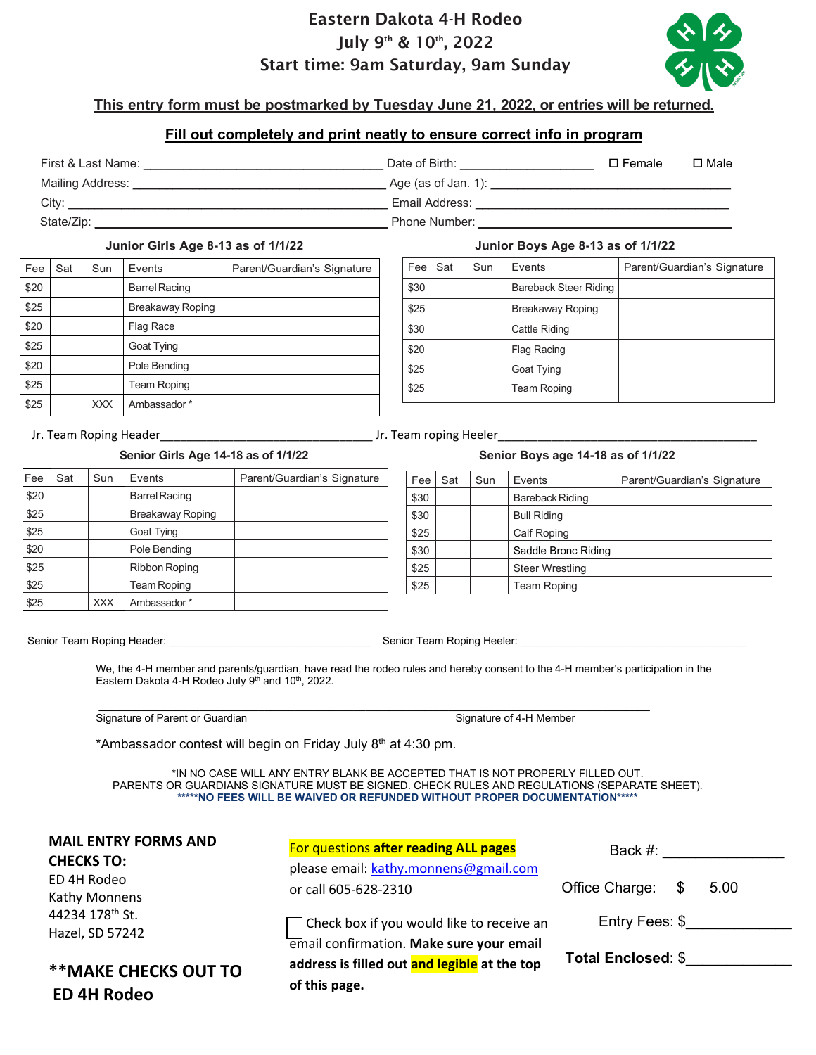# Eastern Dakota 4-H Rodeo

## July 9th & 10th, 2022

## Start time: 9am Saturday, 9am Sunday

**This entry form must be postmarked by Tuesday June 21, 2022, or entries will be returned.**

**Fill out completely and print neatly to ensure correct info in program**

First & Last Name: ______________________ Date of Birth: ______________ ☐ Female ☐ Male

Mailing Address: ______________________ Age (as of Jan. 1): ______________________

City: ______________________ Email Address: ______________________

State/Zip: ______________________ Phone Number: ______________________

### Junior Girls Age 8-13 as of 1/1/22

| Fee | Sat | Sun | Events | Parent/Guardian's Signature |
|---|---|---|---|---|
| $20 | | | Barrel Racing | |
| $25 | | | Breakaway Roping | |
| $20 | | | Flag Race | |
| $25 | | | Goat Tying | |
| $20 | | | Pole Bending | |
| $25 | | | Team Roping | |
| $25 | | XXX | Ambassador * | |

### Junior Boys Age 8-13 as of 1/1/22

| Fee | Sat | Sun | Events | Parent/Guardian's Signature |
|---|---|---|---|---|
| $30 | | | Bareback Steer Riding | |
| $25 | | | Breakaway Roping | |
| $30 | | | Cattle Riding | |
| $20 | | | Flag Racing | |
| $25 | | | Goat Tying | |
| $25 | | | Team Roping | |

Jr. Team Roping Header______________________ Jr. Team roping Heeler______________________

### Senior Girls Age 14-18 as of 1/1/22

| Fee | Sat | Sun | Events | Parent/Guardian's Signature |
|---|---|---|---|---|
| $20 | | | Barrel Racing | |
| $25 | | | Breakaway Roping | |
| $25 | | | Goat Tying | |
| $20 | | | Pole Bending | |
| $25 | | | Ribbon Roping | |
| $25 | | | Team Roping | |
| $25 | | XXX | Ambassador * | |

### Senior Boys age 14-18 as of 1/1/22

| Fee | Sat | Sun | Events | Parent/Guardian's Signature |
|---|---|---|---|---|
| $30 | | | Bareback Riding | |
| $30 | | | Bull Riding | |
| $25 | | | Calf Roping | |
| $30 | | | Saddle Bronc Riding | |
| $25 | | | Steer Wrestling | |
| $25 | | | Team Roping | |

Senior Team Roping Header: ______________________ Senior Team Roping Heeler: ______________________

We, the 4-H member and parents/guardian, have read the rodeo rules and hereby consent to the 4-H member's participation in the Eastern Dakota 4-H Rodeo July 9th and 10th, 2022.

______________________________________________________________

Signature of Parent or Guardian  Signature of 4-H Member

*Ambassador contest will begin on Friday July 8th at 4:30 pm.

*IN NO CASE WILL ANY ENTRY BLANK BE ACCEPTED THAT IS NOT PROPERLY FILLED OUT.
PARENTS OR GUARDIANS SIGNATURE MUST BE SIGNED. CHECK RULES AND REGULATIONS (SEPARATE SHEET).
**\*\*\*\*\*NO FEES WILL BE WAIVED OR REFUNDED WITHOUT PROPER DOCUMENTATION\*\*\*\*\***

**MAIL ENTRY FORMS AND CHECKS TO:**
ED 4H Rodeo
Kathy Monnens
44234 178th St.
Hazel, SD 57242

**\*\*MAKE CHECKS OUT TO ED 4H Rodeo**

For questions **after reading ALL pages**
please email: kathy.monnens@gmail.com
or call 605-628-2310

☐ Check box if you would like to receive an email confirmation. **Make sure your email address is filled out and legible at the top of this page.**

Back #: ______________

Office Charge: $ 5.00

Entry Fees: $______________

**Total Enclosed**: $______________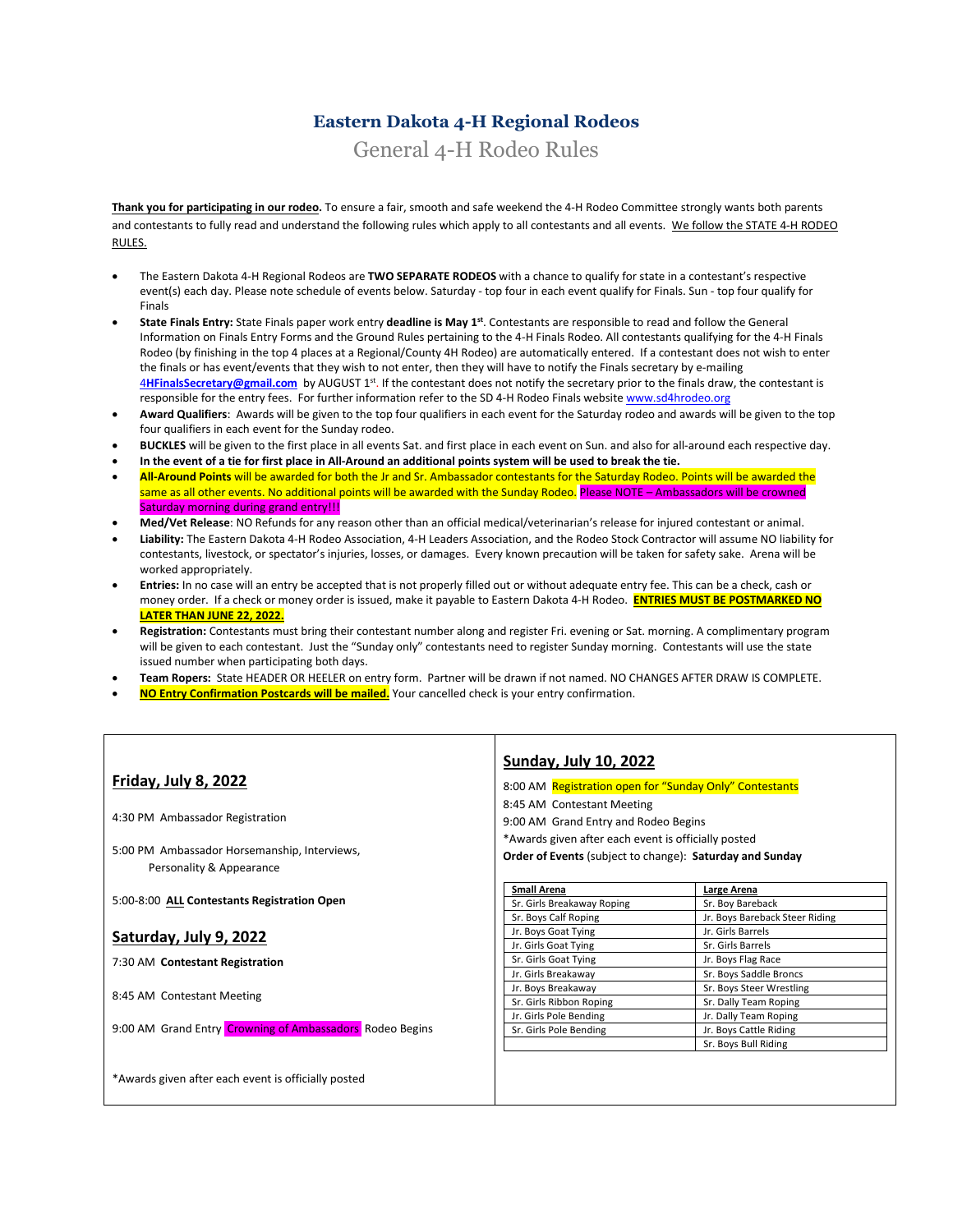# Eastern Dakota 4-H Regional Rodeos

## General 4-H Rodeo Rules

**Thank you for participating in our rodeo.** To ensure a fair, smooth and safe weekend the 4-H Rodeo Committee strongly wants both parents and contestants to fully read and understand the following rules which apply to all contestants and all events. We follow the STATE 4-H RODEO RULES.

- The Eastern Dakota 4-H Regional Rodeos are **TWO SEPARATE RODEOS** with a chance to qualify for state in a contestant's respective event(s) each day. Please note schedule of events below. Saturday - top four in each event qualify for Finals. Sun - top four qualify for Finals
- **State Finals Entry:** State Finals paper work entry **deadline is May 1st**. Contestants are responsible to read and follow the General Information on Finals Entry Forms and the Ground Rules pertaining to the 4-H Finals Rodeo. All contestants qualifying for the 4-H Finals Rodeo (by finishing in the top 4 places at a Regional/County 4H Rodeo) are automatically entered. If a contestant does not wish to enter the finals or has event/events that they wish to not enter, then they will have to notify the Finals secretary by e-mailing **4HFinalsSecretary@gmail.com** by AUGUST 1st. If the contestant does not notify the secretary prior to the finals draw, the contestant is responsible for the entry fees. For further information refer to the SD 4-H Rodeo Finals website www.sd4hrodeo.org
- **Award Qualifiers**: Awards will be given to the top four qualifiers in each event for the Saturday rodeo and awards will be given to the top four qualifiers in each event for the Sunday rodeo.
- **BUCKLES** will be given to the first place in all events Sat. and first place in each event on Sun. and also for all-around each respective day.
- **In the event of a tie for first place in All-Around an additional points system will be used to break the tie.**
- **All-Around Points** will be awarded for both the Jr and Sr. Ambassador contestants for the Saturday Rodeo. Points will be awarded the same as all other events. No additional points will be awarded with the Sunday Rodeo. Please NOTE – Ambassadors will be crowned Saturday morning during grand entry!!!
- **Med/Vet Release**: NO Refunds for any reason other than an official medical/veterinarian's release for injured contestant or animal.
- **Liability:** The Eastern Dakota 4-H Rodeo Association, 4-H Leaders Association, and the Rodeo Stock Contractor will assume NO liability for contestants, livestock, or spectator's injuries, losses, or damages. Every known precaution will be taken for safety sake. Arena will be worked appropriately.
- **Entries:** In no case will an entry be accepted that is not properly filled out or without adequate entry fee. This can be a check, cash or money order. If a check or money order is issued, make it payable to Eastern Dakota 4-H Rodeo. **ENTRIES MUST BE POSTMARKED NO LATER THAN JUNE 22, 2022.**
- **Registration:** Contestants must bring their contestant number along and register Fri. evening or Sat. morning. A complimentary program will be given to each contestant. Just the "Sunday only" contestants need to register Sunday morning. Contestants will use the state issued number when participating both days.
- **Team Ropers:** State HEADER OR HEELER on entry form. Partner will be drawn if not named. NO CHANGES AFTER DRAW IS COMPLETE.
- **NO Entry Confirmation Postcards will be mailed.** Your cancelled check is your entry confirmation.

### Friday, July 8, 2022

4:30 PM Ambassador Registration

5:00 PM Ambassador Horsemanship, Interviews, Personality & Appearance

5:00-8:00 **ALL Contestants Registration Open**

### Saturday, July 9, 2022

7:30 AM **Contestant Registration**

8:45 AM Contestant Meeting

9:00 AM Grand Entry Crowning of Ambassadors Rodeo Begins

*Awards given after each event is officially posted

### Sunday, July 10, 2022

8:00 AM Registration open for "Sunday Only" Contestants

8:45 AM Contestant Meeting

9:00 AM Grand Entry and Rodeo Begins

*Awards given after each event is officially posted

**Order of Events** (subject to change): **Saturday and Sunday**

| Small Arena | Large Arena |
|---|---|
| Sr. Girls Breakaway Roping | Sr. Boy Bareback |
| Sr. Boys Calf Roping | Jr. Boys Bareback Steer Riding |
| Jr. Boys Goat Tying | Jr. Girls Barrels |
| Jr. Girls Goat Tying | Sr. Girls Barrels |
| Sr. Girls Goat Tying | Jr. Boys Flag Race |
| Jr. Girls Breakaway | Sr. Boys Saddle Broncs |
| Jr. Boys Breakaway | Sr. Boys Steer Wrestling |
| Sr. Girls Ribbon Roping | Sr. Dally Team Roping |
| Jr. Girls Pole Bending | Jr. Dally Team Roping |
| Sr. Girls Pole Bending | Jr. Boys Cattle Riding |
| | Sr. Boys Bull Riding |